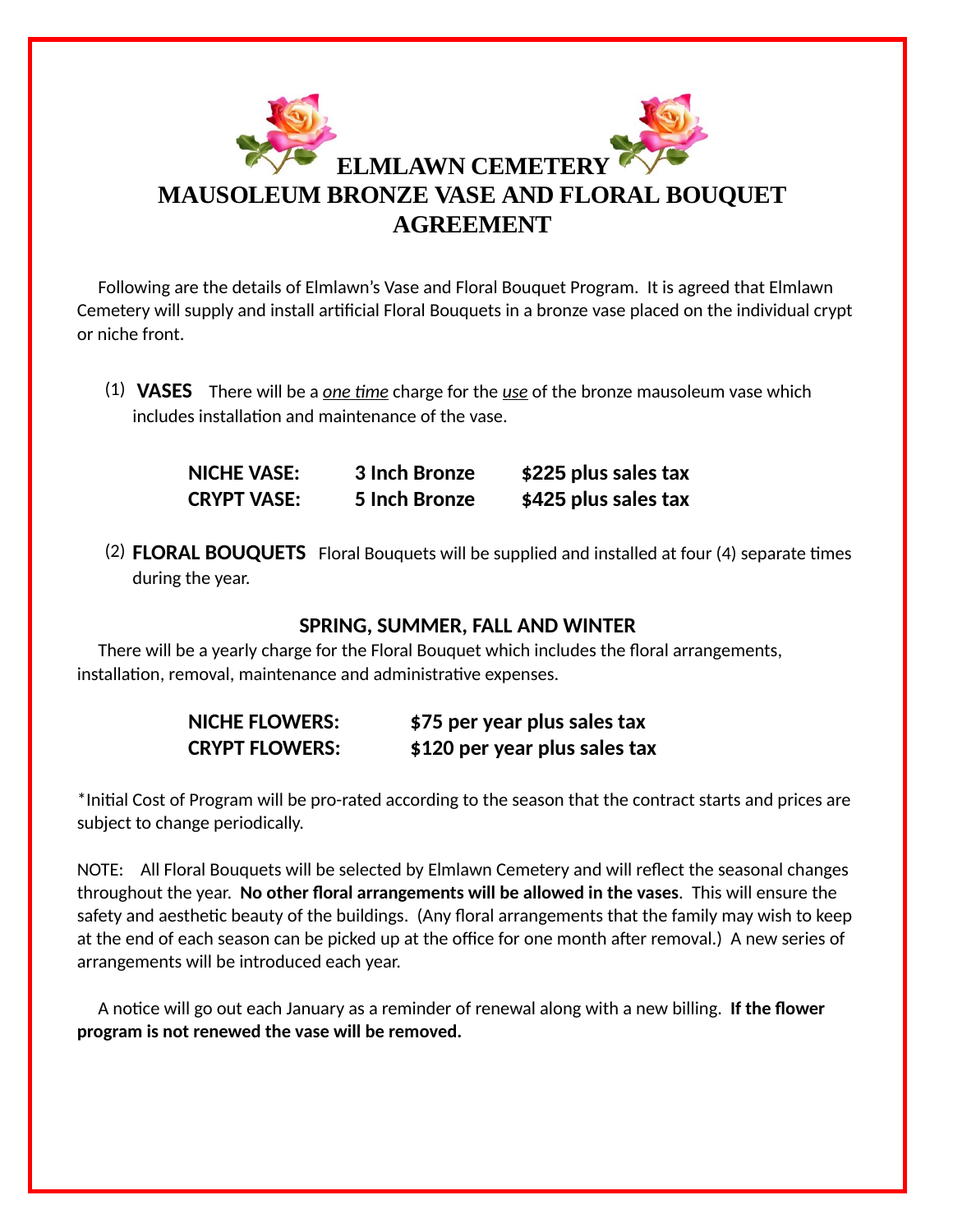# ELMLAWN CEMETERY
# MAUSOLEUM BRONZE VASE AND FLORAL BOUQUET AGREEMENT

Following are the details of Elmlawn's Vase and Floral Bouquet Program. It is agreed that Elmlawn Cemetery will supply and install artificial Floral Bouquets in a bronze vase placed on the individual crypt or niche front.

(1) **VASES** There will be a *one time* charge for the *use* of the bronze mausoleum vase which includes installation and maintenance of the vase.

| | | |
|---|---|---|
| **NICHE VASE:** | **3 Inch Bronze** | **$225 plus sales tax** |
| **CRYPT VASE:** | **5 Inch Bronze** | **$425 plus sales tax** |

(2) **FLORAL BOUQUETS** Floral Bouquets will be supplied and installed at four (4) separate times during the year.

**SPRING, SUMMER, FALL AND WINTER**

There will be a yearly charge for the Floral Bouquet which includes the floral arrangements, installation, removal, maintenance and administrative expenses.

| | |
|---|---|
| **NICHE FLOWERS:** | **$75 per year plus sales tax** |
| **CRYPT FLOWERS:** | **$120 per year plus sales tax** |

*Initial Cost of Program will be pro-rated according to the season that the contract starts and prices are subject to change periodically.

NOTE: All Floral Bouquets will be selected by Elmlawn Cemetery and will reflect the seasonal changes throughout the year. **No other floral arrangements will be allowed in the vases**. This will ensure the safety and aesthetic beauty of the buildings. (Any floral arrangements that the family may wish to keep at the end of each season can be picked up at the office for one month after removal.) A new series of arrangements will be introduced each year.

A notice will go out each January as a reminder of renewal along with a new billing. **If the flower program is not renewed the vase will be removed.**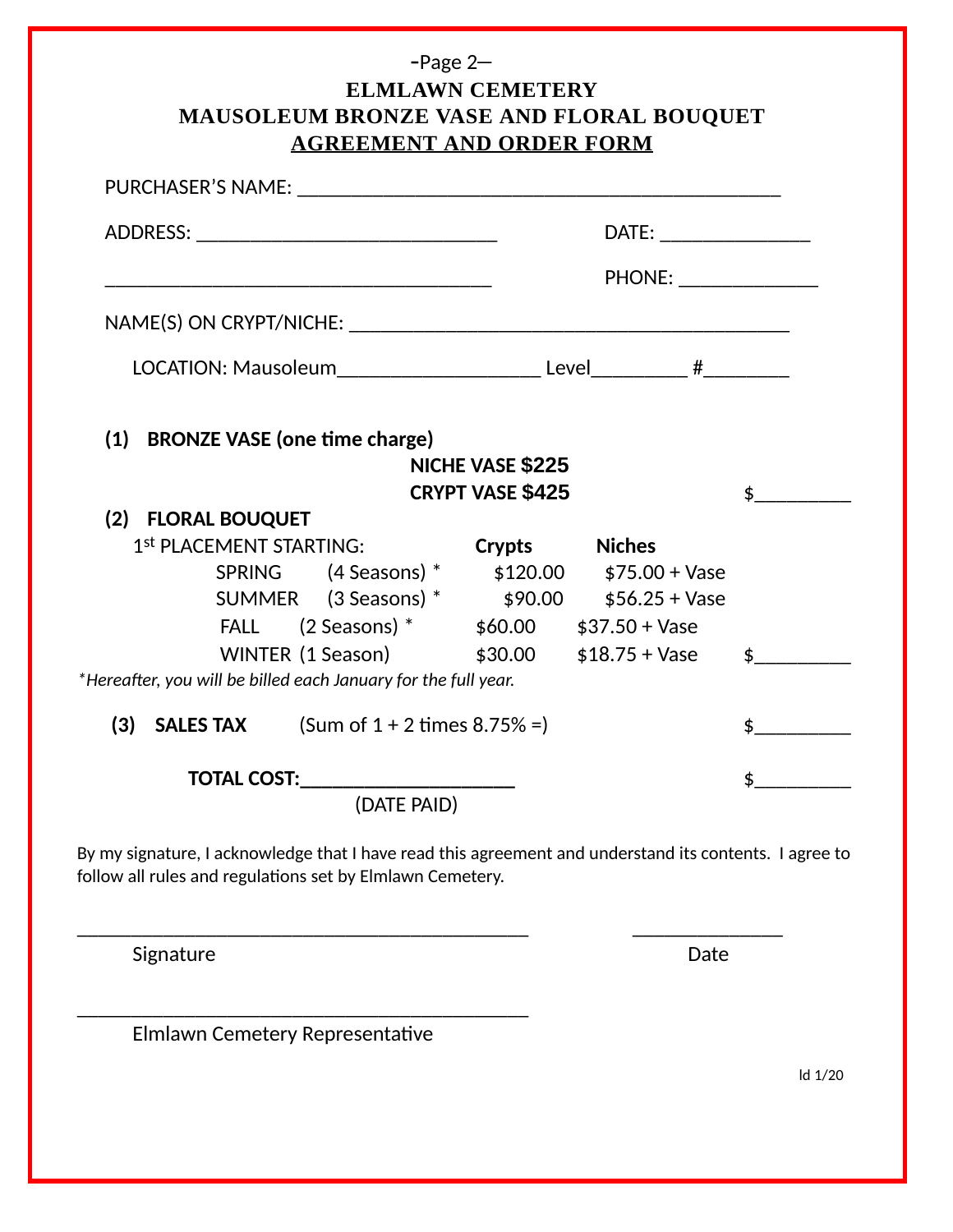# ELMLAWN CEMETERY
## MAUSOLEUM BRONZE VASE AND FLORAL BOUQUET
## AGREEMENT AND ORDER FORM

PURCHASER'S NAME: ______________________________________________

ADDRESS: _____________________________ DATE: ______________

_____________________________________ PHONE: _____________

NAME(S) ON CRYPT/NICHE: __________________________________________

LOCATION: Mausoleum___________________ Level_________ #________

**(1) BRONZE VASE (one time charge)**

**NICHE VASE $225**

**CRYPT VASE $425** $_________

**(2) FLORAL BOUQUET**

| 1st PLACEMENT STARTING: | | **Crypts** | **Niches** | |
|---|---|---|---|---|
| SPRING | (4 Seasons) * | $120.00 | $75.00 + Vase | |
| SUMMER | (3 Seasons) * | $90.00 | $56.25 + Vase | |
| FALL | (2 Seasons) * | $60.00 | $37.50 + Vase | |
| WINTER | (1 Season) | $30.00 | $18.75 + Vase | $_________ |

*Hereafter, you will be billed each January for the full year.*

**(3) SALES TAX** (Sum of 1 + 2 times 8.75% =) $_________

**TOTAL COST:**____________________ $_________
(DATE PAID)

By my signature, I acknowledge that I have read this agreement and understand its contents. I agree to follow all rules and regulations set by Elmlawn Cemetery.

_____________________________________________ _______________
Signature Date

_____________________________________________
Elmlawn Cemetery Representative

ld 1/20